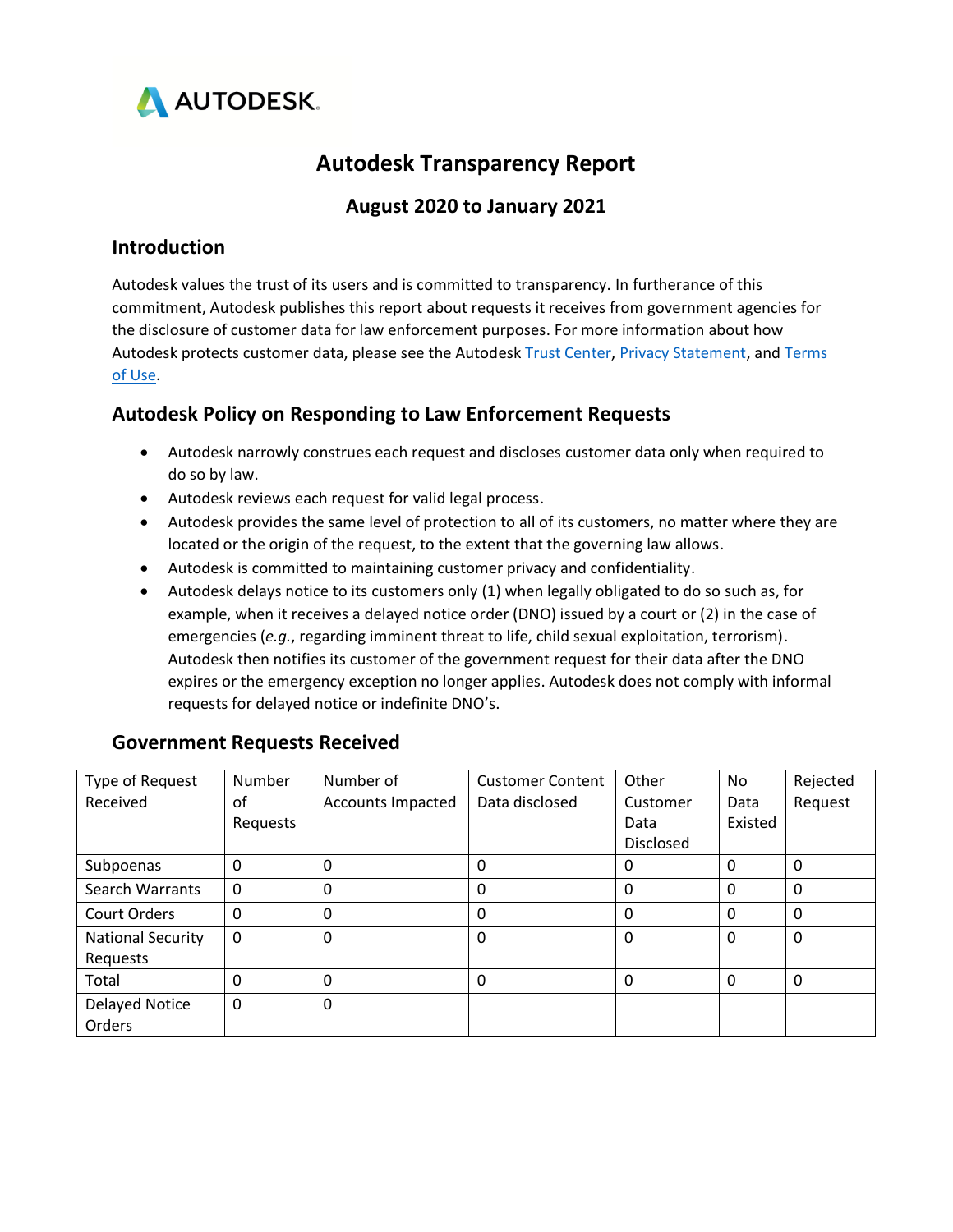# Autodesk Transparency Report

## August 2020 to January 2021

### Introduction

Autodesk values the trust of its users and is committed to transparency. In furtherance of this commitment, Autodesk publishes this report about requests it receives from government agencies for the disclosure of customer data for law enforcement purposes. For more information about how Autodesk protects customer data, please see the Autodesk Trust Center, Privacy Statement, and Terms of Use.

### Autodesk Policy on Responding to Law Enforcement Requests

- Autodesk narrowly construes each request and discloses customer data only when required to do so by law.
- Autodesk reviews each request for valid legal process.
- Autodesk provides the same level of protection to all of its customers, no matter where they are located or the origin of the request, to the extent that the governing law allows.
- Autodesk is committed to maintaining customer privacy and confidentiality.
- Autodesk delays notice to its customers only (1) when legally obligated to do so such as, for example, when it receives a delayed notice order (DNO) issued by a court or (2) in the case of emergencies (*e.g.*, regarding imminent threat to life, child sexual exploitation, terrorism). Autodesk then notifies its customer of the government request for their data after the DNO expires or the emergency exception no longer applies. Autodesk does not comply with informal requests for delayed notice or indefinite DNO's.

### Government Requests Received

| Type of Request Received | Number of Requests | Number of Accounts Impacted | Customer Content Data disclosed | Other Customer Data Disclosed | No Data Existed | Rejected Request |
|---|---|---|---|---|---|---|
| Subpoenas | 0 | 0 | 0 | 0 | 0 | 0 |
| Search Warrants | 0 | 0 | 0 | 0 | 0 | 0 |
| Court Orders | 0 | 0 | 0 | 0 | 0 | 0 |
| National Security Requests | 0 | 0 | 0 | 0 | 0 | 0 |
| Total | 0 | 0 | 0 | 0 | 0 | 0 |
| Delayed Notice Orders | 0 | 0 | | | | |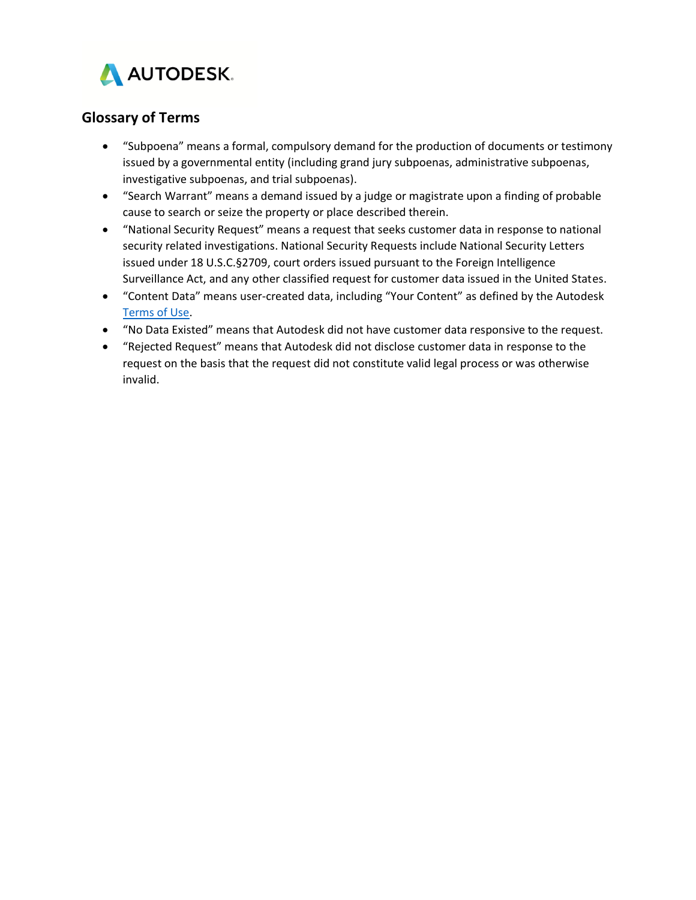## Glossary of Terms

- "Subpoena" means a formal, compulsory demand for the production of documents or testimony issued by a governmental entity (including grand jury subpoenas, administrative subpoenas, investigative subpoenas, and trial subpoenas).
- "Search Warrant" means a demand issued by a judge or magistrate upon a finding of probable cause to search or seize the property or place described therein.
- "National Security Request" means a request that seeks customer data in response to national security related investigations. National Security Requests include National Security Letters issued under 18 U.S.C.§2709, court orders issued pursuant to the Foreign Intelligence Surveillance Act, and any other classified request for customer data issued in the United States.
- "Content Data" means user-created data, including "Your Content" as defined by the Autodesk Terms of Use.
- "No Data Existed" means that Autodesk did not have customer data responsive to the request.
- "Rejected Request" means that Autodesk did not disclose customer data in response to the request on the basis that the request did not constitute valid legal process or was otherwise invalid.